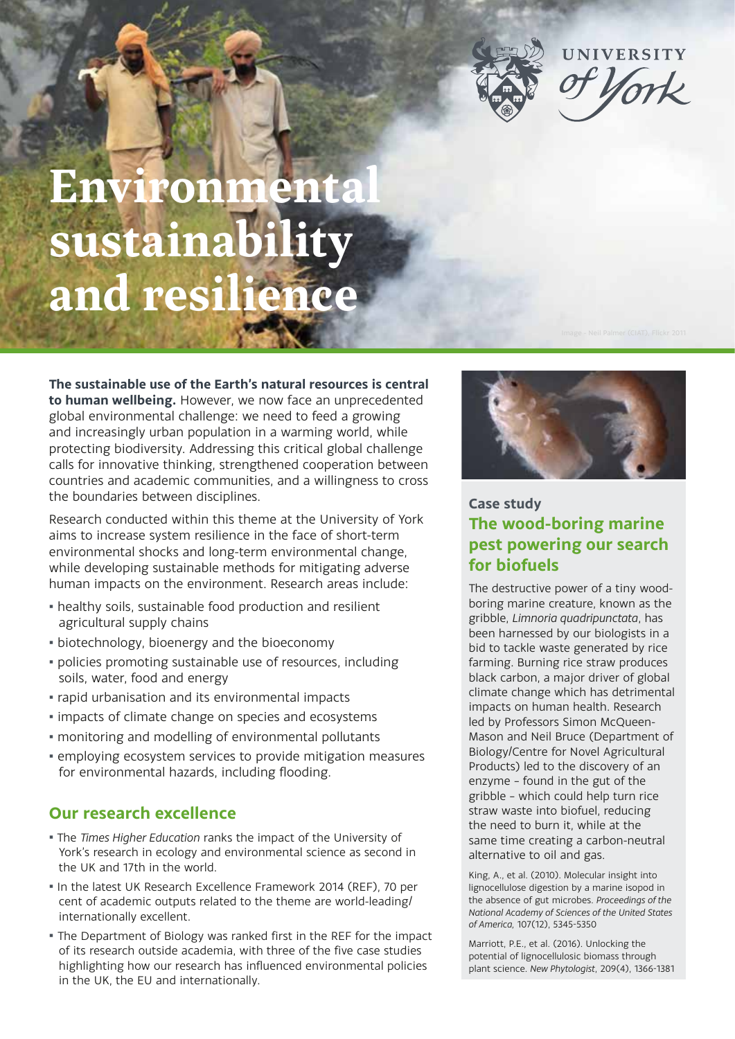# Environmental sustainability and resilience

Image – Neil Palmer (CIAT), Flickr 2011

**The sustainable use of the Earth's natural resources is central to human wellbeing.** However, we now face an unprecedented global environmental challenge: we need to feed a growing and increasingly urban population in a warming world, while protecting biodiversity. Addressing this critical global challenge calls for innovative thinking, strengthened cooperation between countries and academic communities, and a willingness to cross the boundaries between disciplines.

Research conducted within this theme at the University of York aims to increase system resilience in the face of short-term environmental shocks and long-term environmental change, while developing sustainable methods for mitigating adverse human impacts on the environment. Research areas include:

- healthy soils, sustainable food production and resilient agricultural supply chains
- biotechnology, bioenergy and the bioeconomy
- policies promoting sustainable use of resources, including soils, water, food and energy
- rapid urbanisation and its environmental impacts
- impacts of climate change on species and ecosystems
- monitoring and modelling of environmental pollutants
- employing ecosystem services to provide mitigation measures for environmental hazards, including flooding.

## Our research excellence

- The *Times Higher Education* ranks the impact of the University of York's research in ecology and environmental science as second in the UK and 17th in the world.
- In the latest UK Research Excellence Framework 2014 (REF), 70 per cent of academic outputs related to the theme are world-leading/internationally excellent.
- The Department of Biology was ranked first in the REF for the impact of its research outside academia, with three of the five case studies highlighting how our research has influenced environmental policies in the UK, the EU and internationally.

### Case study

## The wood-boring marine pest powering our search for biofuels

The destructive power of a tiny wood-boring marine creature, known as the gribble, *Limnoria quadripunctata*, has been harnessed by our biologists in a bid to tackle waste generated by rice farming. Burning rice straw produces black carbon, a major driver of global climate change which has detrimental impacts on human health. Research led by Professors Simon McQueen-Mason and Neil Bruce (Department of Biology/Centre for Novel Agricultural Products) led to the discovery of an enzyme – found in the gut of the gribble – which could help turn rice straw waste into biofuel, reducing the need to burn it, while at the same time creating a carbon-neutral alternative to oil and gas.

King, A., et al. (2010). Molecular insight into lignocellulose digestion by a marine isopod in the absence of gut microbes. *Proceedings of the National Academy of Sciences of the United States of America,* 107(12), 5345-5350

Marriott, P.E., et al. (2016). Unlocking the potential of lignocellulosic biomass through plant science. *New Phytologist*, 209(4), 1366-1381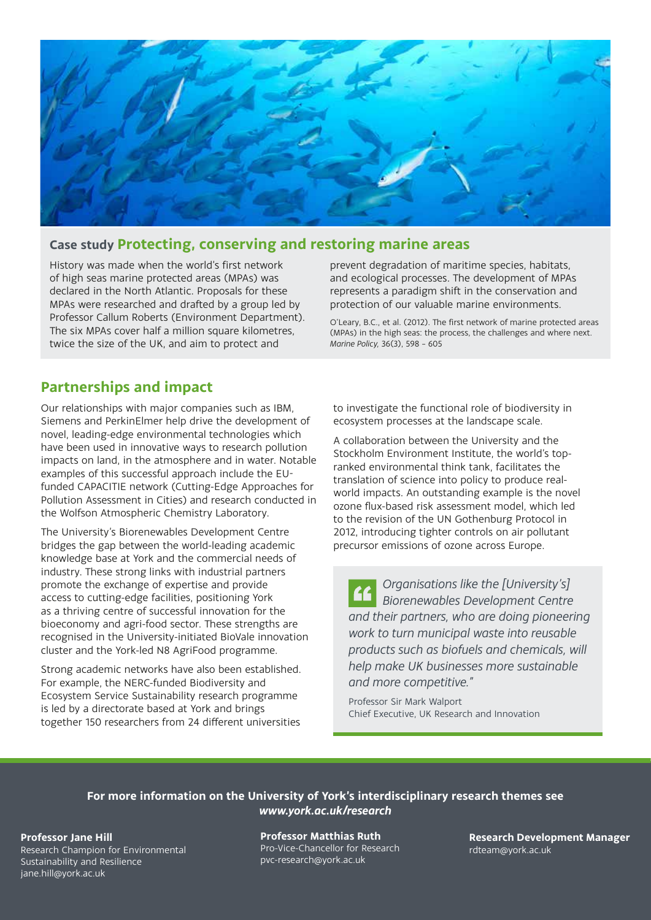## Case study Protecting, conserving and restoring marine areas

History was made when the world's first network of high seas marine protected areas (MPAs) was declared in the North Atlantic. Proposals for these MPAs were researched and drafted by a group led by Professor Callum Roberts (Environment Department). The six MPAs cover half a million square kilometres, twice the size of the UK, and aim to protect and prevent degradation of maritime species, habitats, and ecological processes. The development of MPAs represents a paradigm shift in the conservation and protection of our valuable marine environments.

O'Leary, B.C., et al. (2012). The first network of marine protected areas (MPAs) in the high seas: the process, the challenges and where next. *Marine Policy*, 36(3), 598 – 605

## Partnerships and impact

Our relationships with major companies such as IBM, Siemens and PerkinElmer help drive the development of novel, leading-edge environmental technologies which have been used in innovative ways to research pollution impacts on land, in the atmosphere and in water. Notable examples of this successful approach include the EU-funded CAPACITIE network (Cutting-Edge Approaches for Pollution Assessment in Cities) and research conducted in the Wolfson Atmospheric Chemistry Laboratory.

The University's Biorenewables Development Centre bridges the gap between the world-leading academic knowledge base at York and the commercial needs of industry. These strong links with industrial partners promote the exchange of expertise and provide access to cutting-edge facilities, positioning York as a thriving centre of successful innovation for the bioeconomy and agri-food sector. These strengths are recognised in the University-initiated BioVale innovation cluster and the York-led N8 AgriFood programme.

Strong academic networks have also been established. For example, the NERC-funded Biodiversity and Ecosystem Service Sustainability research programme is led by a directorate based at York and brings together 150 researchers from 24 different universities to investigate the functional role of biodiversity in ecosystem processes at the landscape scale.

A collaboration between the University and the Stockholm Environment Institute, the world's top-ranked environmental think tank, facilitates the translation of science into policy to produce real-world impacts. An outstanding example is the novel ozone flux-based risk assessment model, which led to the revision of the UN Gothenburg Protocol in 2012, introducing tighter controls on air pollutant precursor emissions of ozone across Europe.

> *Organisations like the [University's] Biorenewables Development Centre and their partners, who are doing pioneering work to turn municipal waste into reusable products such as biofuels and chemicals, will help make UK businesses more sustainable and more competitive."*
>
> Professor Sir Mark Walport
> Chief Executive, UK Research and Innovation

**For more information on the University of York's interdisciplinary research themes see *www.york.ac.uk/research***

**Professor Jane Hill**
Research Champion for Environmental Sustainability and Resilience
jane.hill@york.ac.uk

**Professor Matthias Ruth**
Pro-Vice-Chancellor for Research
pvc-research@york.ac.uk

**Research Development Manager**
rdteam@york.ac.uk